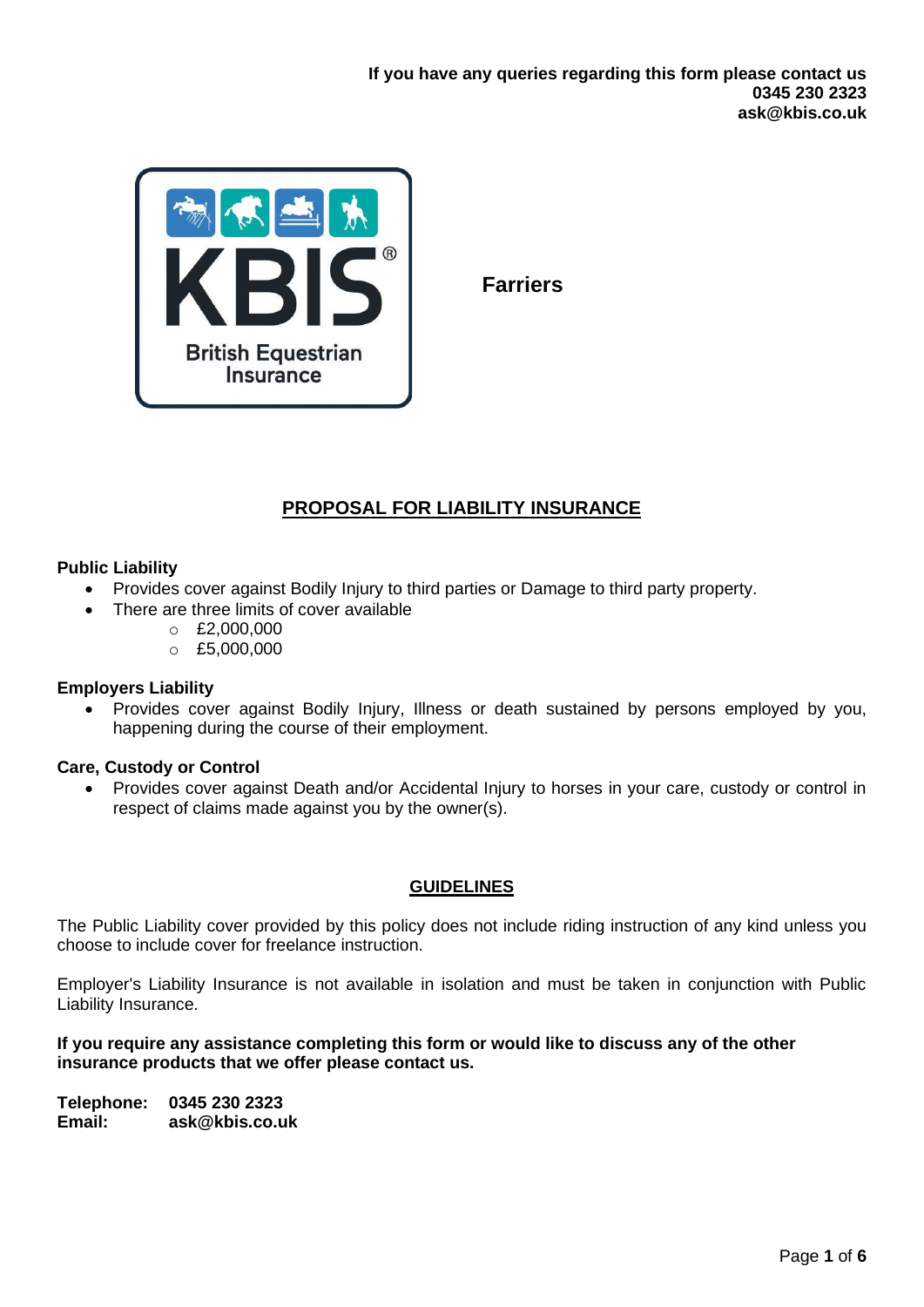**If you have any queries regarding this form please contact us**
**0345 230 2323**
**ask@kbis.co.uk**

KBIS® British Equestrian Insurance

**Farriers**

## PROPOSAL FOR LIABILITY INSURANCE

**Public Liability**

- Provides cover against Bodily Injury to third parties or Damage to third party property.
- There are three limits of cover available
  - £2,000,000
  - £5,000,000

**Employers Liability**

- Provides cover against Bodily Injury, Illness or death sustained by persons employed by you, happening during the course of their employment.

**Care, Custody or Control**

- Provides cover against Death and/or Accidental Injury to horses in your care, custody or control in respect of claims made against you by the owner(s).

## GUIDELINES

The Public Liability cover provided by this policy does not include riding instruction of any kind unless you choose to include cover for freelance instruction.

Employer's Liability Insurance is not available in isolation and must be taken in conjunction with Public Liability Insurance.

**If you require any assistance completing this form or would like to discuss any of the other insurance products that we offer please contact us.**

**Telephone:** **0345 230 2323**
**Email:** **ask@kbis.co.uk**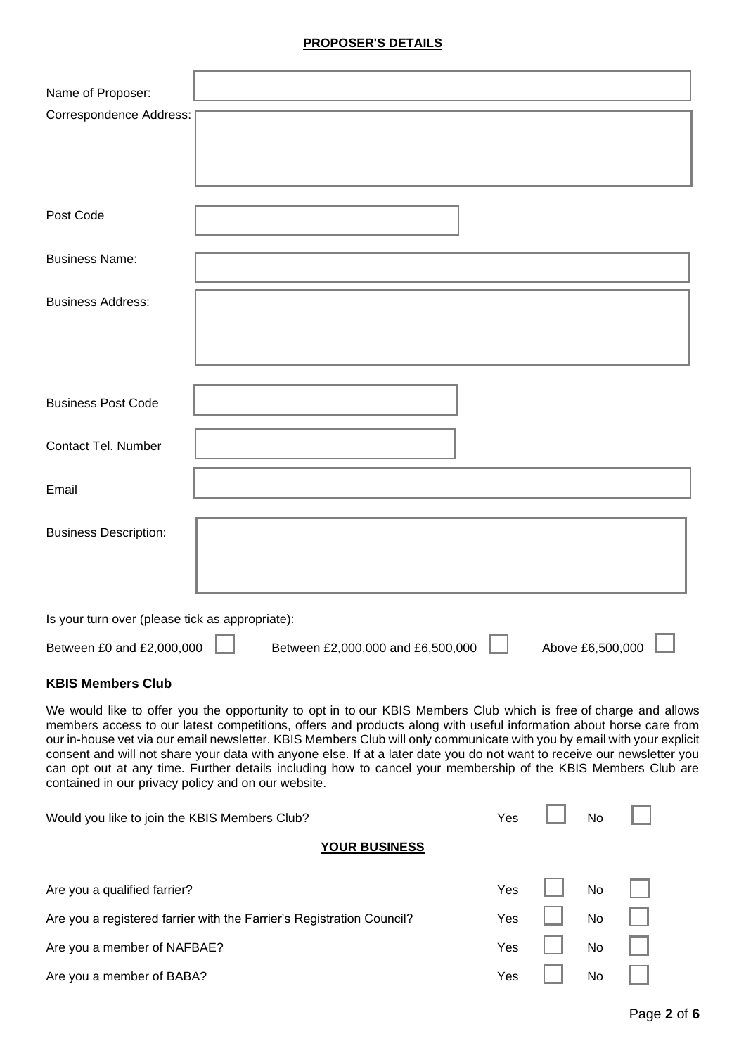**PROPOSER'S DETAILS**

| | |
|---|---|
| Name of Proposer: | |
| Correspondence Address: | |
| Post Code | |
| Business Name: | |
| Business Address: | |
| Business Post Code | |
| Contact Tel. Number | |
| Email | |
| Business Description: | |

Is your turn over (please tick as appropriate):

Between £0 and £2,000,000 ☐ Between £2,000,000 and £6,500,000 ☐ Above £6,500,000 ☐

**KBIS Members Club**

We would like to offer you the opportunity to opt in to our KBIS Members Club which is free of charge and allows members access to our latest competitions, offers and products along with useful information about horse care from our in-house vet via our email newsletter. KBIS Members Club will only communicate with you by email with your explicit consent and will not share your data with anyone else. If at a later date you do not want to receive our newsletter you can opt out at any time. Further details including how to cancel your membership of the KBIS Members Club are contained in our privacy policy and on our website.

Would you like to join the KBIS Members Club? Yes ☐ No ☐

**YOUR BUSINESS**

| | | | | |
|---|---|---|---|---|
| Are you a qualified farrier? | Yes | ☐ | No | ☐ |
| Are you a registered farrier with the Farrier's Registration Council? | Yes | ☐ | No | ☐ |
| Are you a member of NAFBAE? | Yes | ☐ | No | ☐ |
| Are you a member of BABA? | Yes | ☐ | No | ☐ |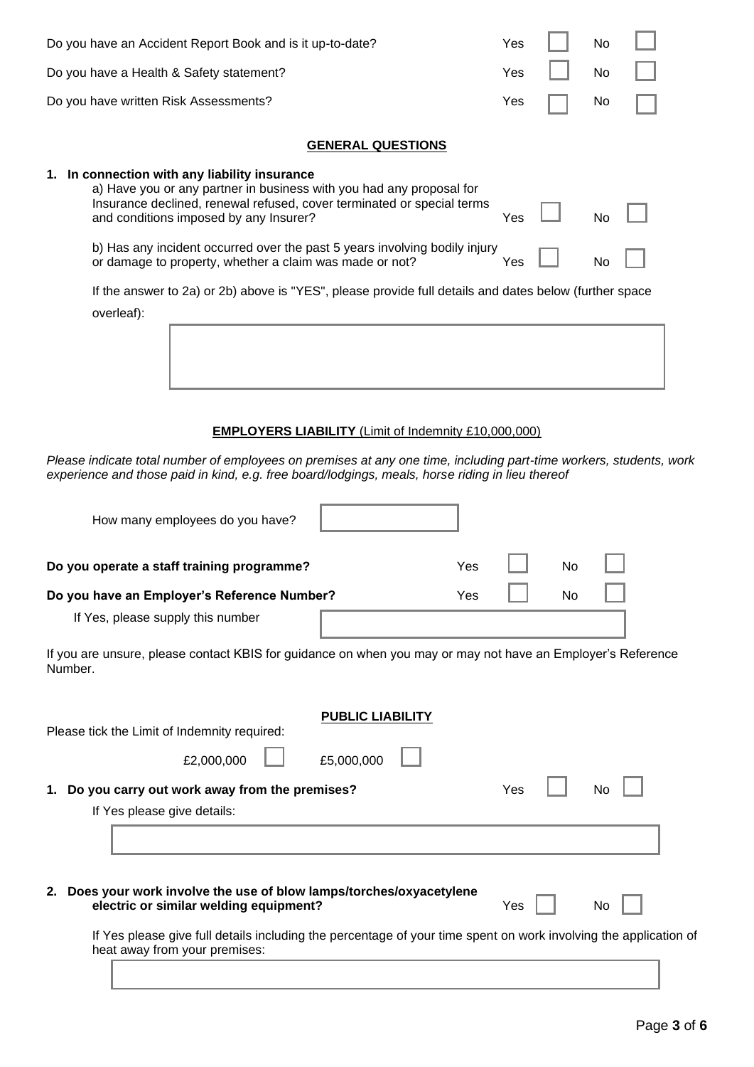Do you have an Accident Report Book and is it up-to-date? Yes ☐ No ☐

Do you have a Health & Safety statement? Yes ☐ No ☐

Do you have written Risk Assessments? Yes ☐ No ☐

## GENERAL QUESTIONS

**1. In connection with any liability insurance**

a) Have you or any partner in business with you had any proposal for Insurance declined, renewal refused, cover terminated or special terms and conditions imposed by any Insurer? Yes ☐ No ☐

b) Has any incident occurred over the past 5 years involving bodily injury or damage to property, whether a claim was made or not? Yes ☐ No ☐

If the answer to 2a) or 2b) above is "YES", please provide full details and dates below (further space overleaf):

______________________________

## EMPLOYERS LIABILITY (Limit of Indemnity £10,000,000)

*Please indicate total number of employees on premises at any one time, including part-time workers, students, work experience and those paid in kind, e.g. free board/lodgings, meals, horse riding in lieu thereof*

How many employees do you have? ______________________________

**Do you operate a staff training programme?** Yes ☐ No ☐

**Do you have an Employer's Reference Number?** Yes ☐ No ☐

If Yes, please supply this number ______________________________

If you are unsure, please contact KBIS for guidance on when you may or may not have an Employer's Reference Number.

## PUBLIC LIABILITY

Please tick the Limit of Indemnity required:

£2,000,000 ☐ £5,000,000 ☐

**1. Do you carry out work away from the premises?** Yes ☐ No ☐

If Yes please give details:

______________________________

**2. Does your work involve the use of blow lamps/torches/oxyacetylene electric or similar welding equipment?** Yes ☐ No ☐

If Yes please give full details including the percentage of your time spent on work involving the application of heat away from your premises:

______________________________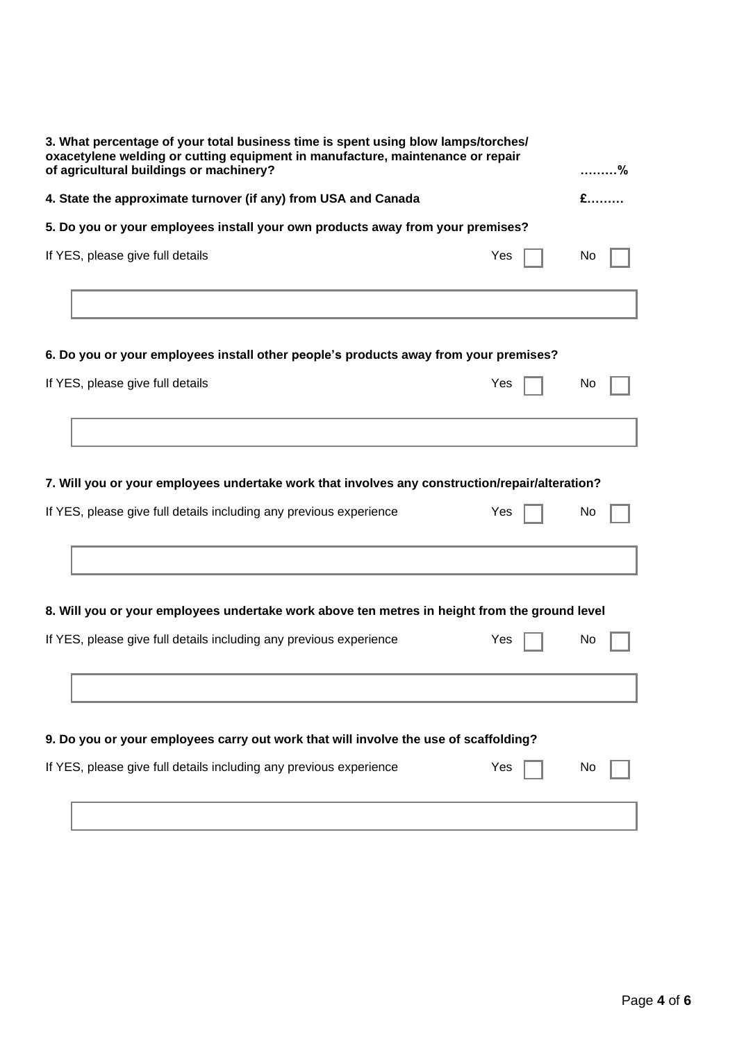**3. What percentage of your total business time is spent using blow lamps/torches/ oxacetylene welding or cutting equipment in manufacture, maintenance or repair of agricultural buildings or machinery?** **………%**

**4. State the approximate turnover (if any) from USA and Canada** **£………**

**5. Do you or your employees install your own products away from your premises?**

If YES, please give full details Yes ☐ No ☐

**6. Do you or your employees install other people's products away from your premises?**

If YES, please give full details Yes ☐ No ☐

**7. Will you or your employees undertake work that involves any construction/repair/alteration?**

If YES, please give full details including any previous experience Yes ☐ No ☐

**8. Will you or your employees undertake work above ten metres in height from the ground level**

If YES, please give full details including any previous experience Yes ☐ No ☐

**9. Do you or your employees carry out work that will involve the use of scaffolding?**

If YES, please give full details including any previous experience Yes ☐ No ☐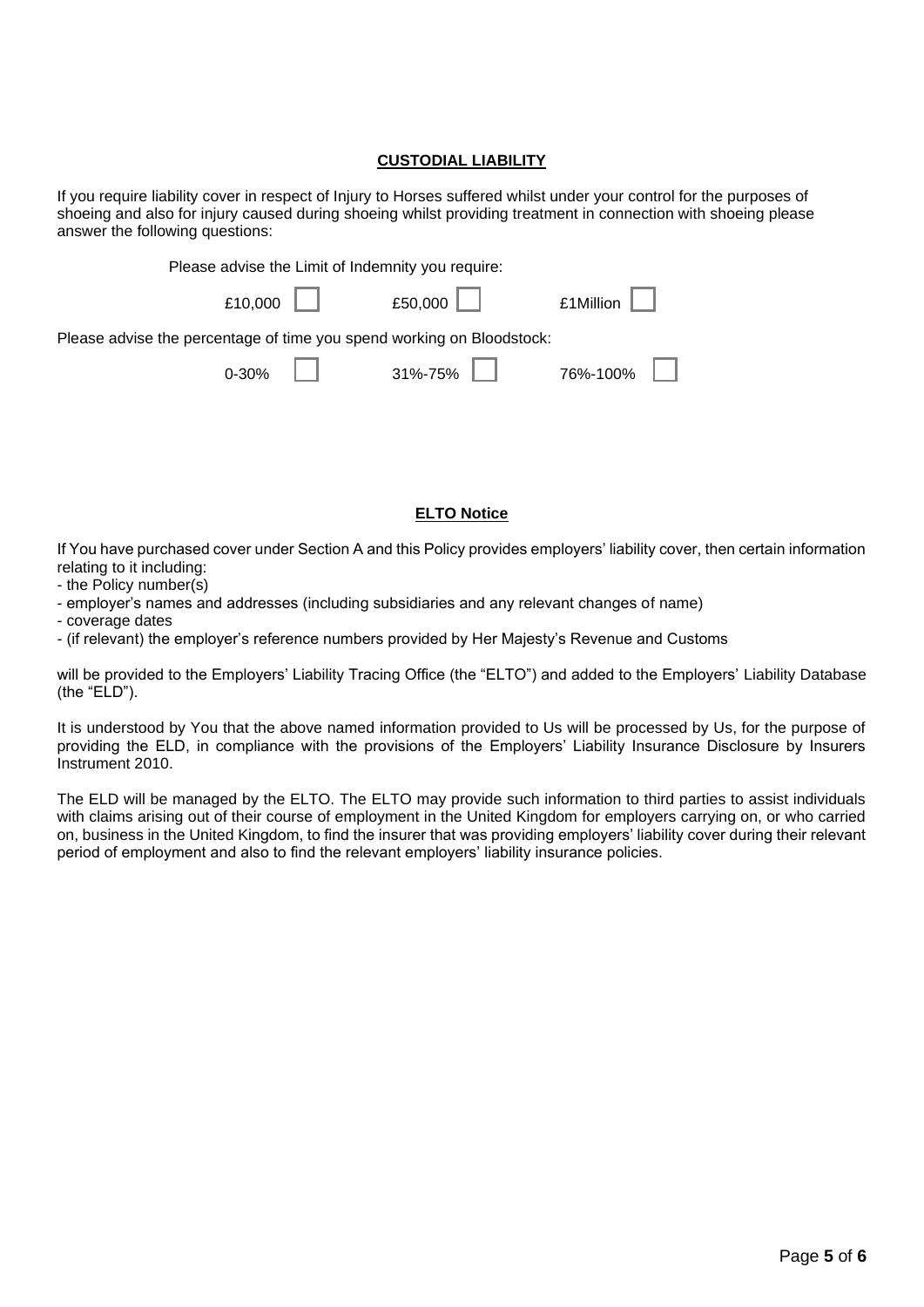## CUSTODIAL LIABILITY

If you require liability cover in respect of Injury to Horses suffered whilst under your control for the purposes of shoeing and also for injury caused during shoeing whilst providing treatment in connection with shoeing please answer the following questions:

Please advise the Limit of Indemnity you require:

£10,000 ☐ £50,000 ☐ £1Million ☐

Please advise the percentage of time you spend working on Bloodstock:

0-30% ☐ 31%-75% ☐ 76%-100% ☐

## ELTO Notice

If You have purchased cover under Section A and this Policy provides employers' liability cover, then certain information relating to it including:

- the Policy number(s)
- employer's names and addresses (including subsidiaries and any relevant changes of name)
- coverage dates
- (if relevant) the employer's reference numbers provided by Her Majesty's Revenue and Customs

will be provided to the Employers' Liability Tracing Office (the "ELTO") and added to the Employers' Liability Database (the "ELD").

It is understood by You that the above named information provided to Us will be processed by Us, for the purpose of providing the ELD, in compliance with the provisions of the Employers' Liability Insurance Disclosure by Insurers Instrument 2010.

The ELD will be managed by the ELTO. The ELTO may provide such information to third parties to assist individuals with claims arising out of their course of employment in the United Kingdom for employers carrying on, or who carried on, business in the United Kingdom, to find the insurer that was providing employers' liability cover during their relevant period of employment and also to find the relevant employers' liability insurance policies.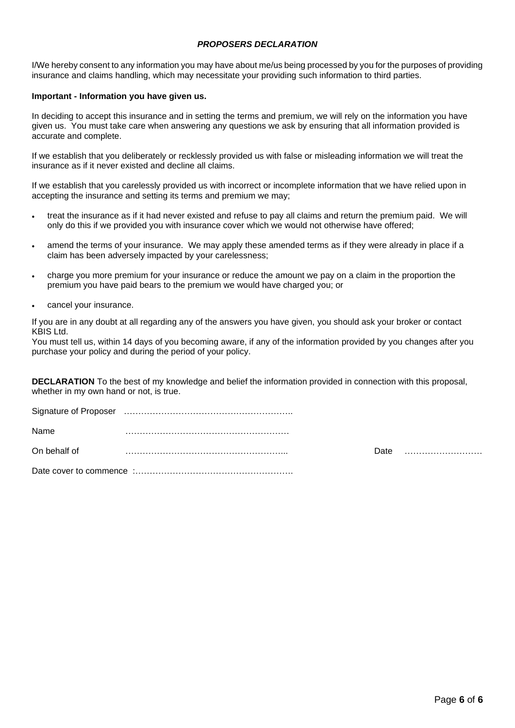## ***PROPOSERS DECLARATION***

I/We hereby consent to any information you may have about me/us being processed by you for the purposes of providing insurance and claims handling, which may necessitate your providing such information to third parties.

**Important - Information you have given us.**

In deciding to accept this insurance and in setting the terms and premium, we will rely on the information you have given us. You must take care when answering any questions we ask by ensuring that all information provided is accurate and complete.

If we establish that you deliberately or recklessly provided us with false or misleading information we will treat the insurance as if it never existed and decline all claims.

If we establish that you carelessly provided us with incorrect or incomplete information that we have relied upon in accepting the insurance and setting its terms and premium we may;

- treat the insurance as if it had never existed and refuse to pay all claims and return the premium paid. We will only do this if we provided you with insurance cover which we would not otherwise have offered;
- amend the terms of your insurance. We may apply these amended terms as if they were already in place if a claim has been adversely impacted by your carelessness;
- charge you more premium for your insurance or reduce the amount we pay on a claim in the proportion the premium you have paid bears to the premium we would have charged you; or
- cancel your insurance.

If you are in any doubt at all regarding any of the answers you have given, you should ask your broker or contact KBIS Ltd.
You must tell us, within 14 days of you becoming aware, if any of the information provided by you changes after you purchase your policy and during the period of your policy.

**DECLARATION** To the best of my knowledge and belief the information provided in connection with this proposal, whether in my own hand or not, is true.

Signature of Proposer ……………………………………………………..

Name …………………………………………………

On behalf of ………………………………………………... Date ………………………

Date cover to commence :……………………………………………….